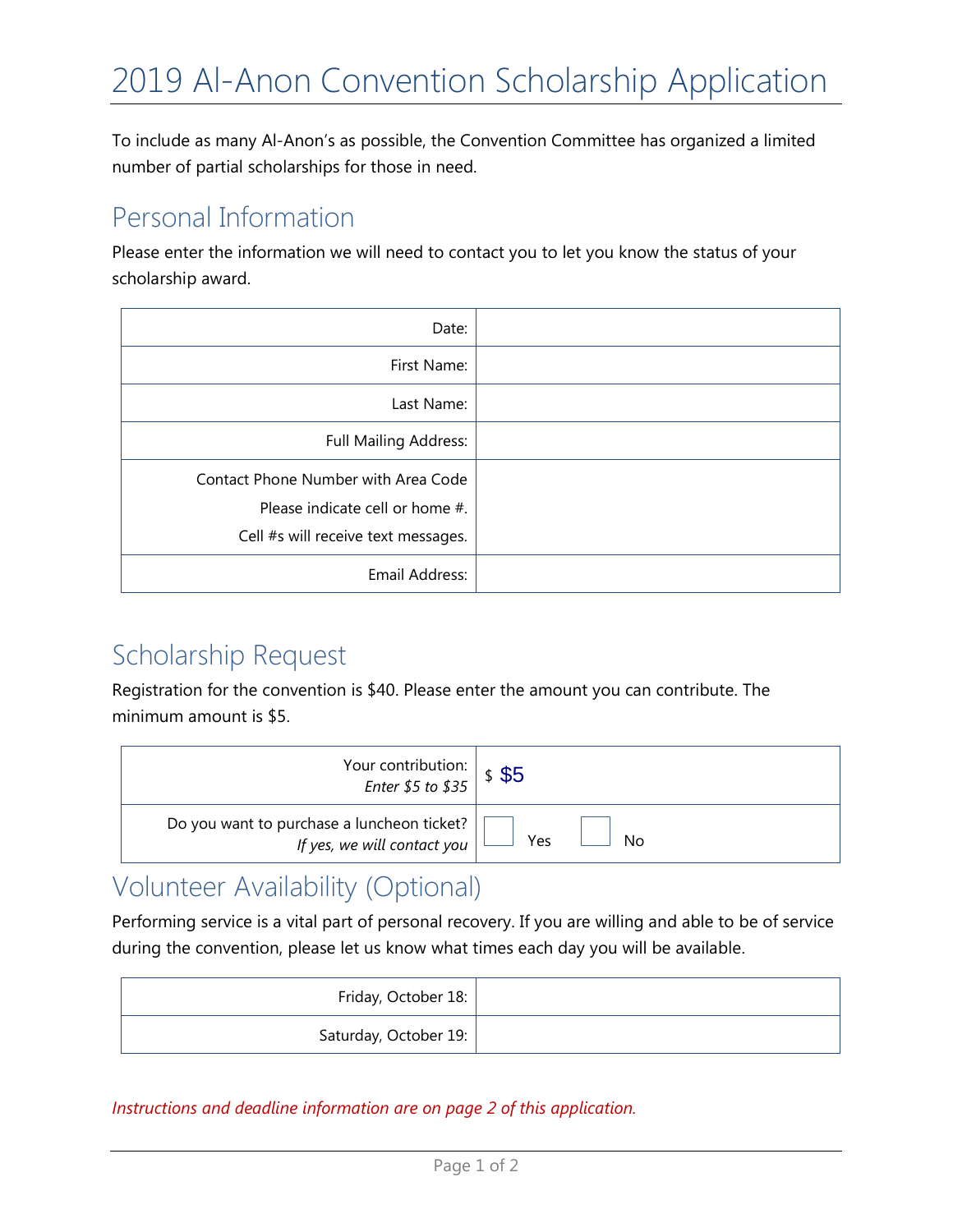# 2019 Al-Anon Convention Scholarship Application

To include as many Al-Anon's as possible, the Convention Committee has organized a limited number of partial scholarships for those in need.

## Personal Information

Please enter the information we will need to contact you to let you know the status of your scholarship award.

| | |
|---|---|
| Date: | |
| First Name: | |
| Last Name: | |
| Full Mailing Address: | |
| Contact Phone Number with Area Code<br>Please indicate cell or home #.<br>Cell #s will receive text messages. | |
| Email Address: | |

## Scholarship Request

Registration for the convention is $40. Please enter the amount you can contribute. The minimum amount is $5.

| | |
|---|---|
| Your contribution:<br>*Enter $5 to $35* | $ $5 |
| Do you want to purchase a luncheon ticket?<br>*If yes, we will contact you* | ☐ Yes ☐ No |

## Volunteer Availability (Optional)

Performing service is a vital part of personal recovery. If you are willing and able to be of service during the convention, please let us know what times each day you will be available.

| | |
|---|---|
| Friday, October 18: | |
| Saturday, October 19: | |

*Instructions and deadline information are on page 2 of this application.*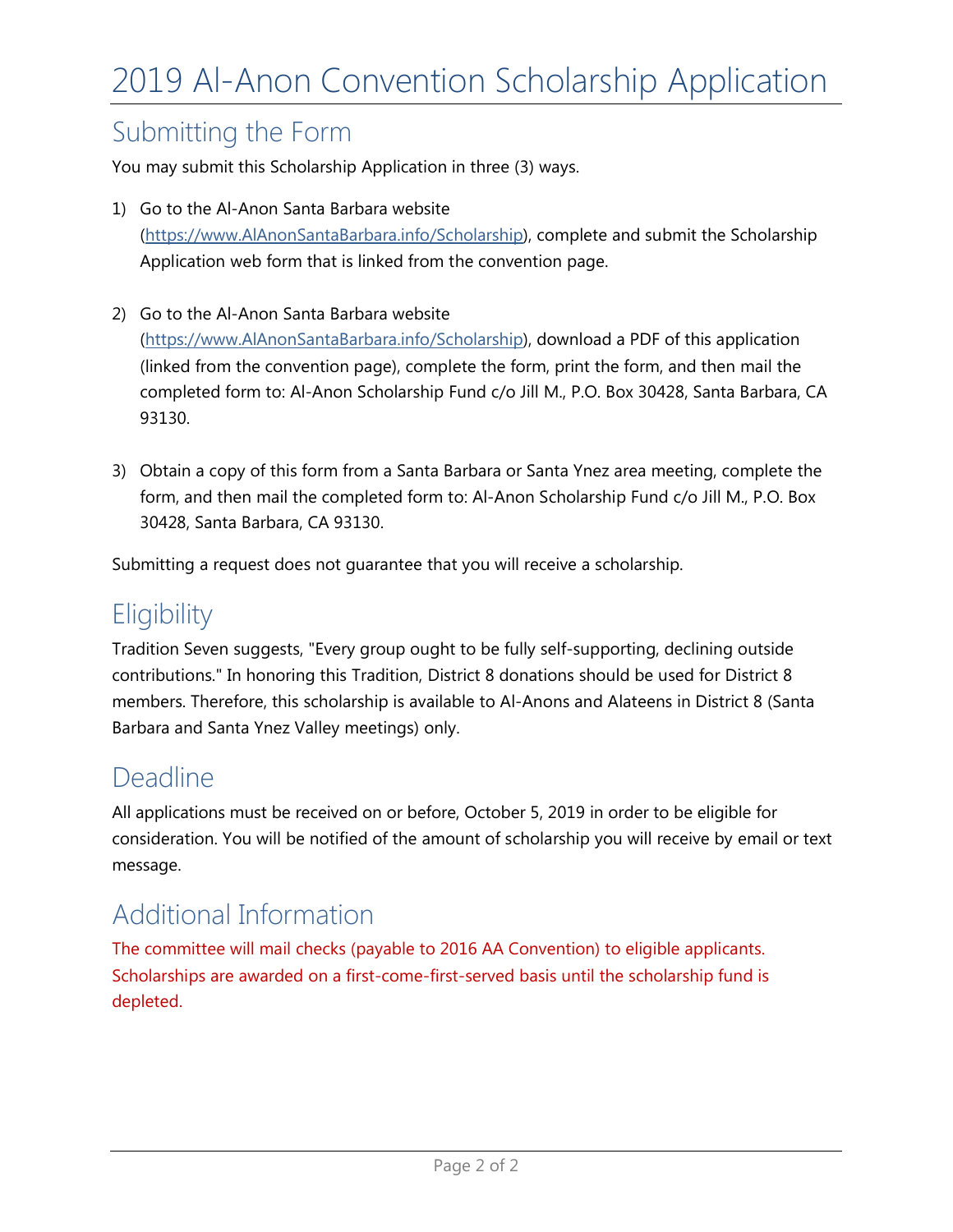# 2019 Al-Anon Convention Scholarship Application

## Submitting the Form

You may submit this Scholarship Application in three (3) ways.

1) Go to the Al-Anon Santa Barbara website (https://www.AlAnonSantaBarbara.info/Scholarship), complete and submit the Scholarship Application web form that is linked from the convention page.

2) Go to the Al-Anon Santa Barbara website (https://www.AlAnonSantaBarbara.info/Scholarship), download a PDF of this application (linked from the convention page), complete the form, print the form, and then mail the completed form to: Al-Anon Scholarship Fund c/o Jill M., P.O. Box 30428, Santa Barbara, CA 93130.

3) Obtain a copy of this form from a Santa Barbara or Santa Ynez area meeting, complete the form, and then mail the completed form to: Al-Anon Scholarship Fund c/o Jill M., P.O. Box 30428, Santa Barbara, CA 93130.

Submitting a request does not guarantee that you will receive a scholarship.

## Eligibility

Tradition Seven suggests, "Every group ought to be fully self-supporting, declining outside contributions." In honoring this Tradition, District 8 donations should be used for District 8 members. Therefore, this scholarship is available to Al-Anons and Alateens in District 8 (Santa Barbara and Santa Ynez Valley meetings) only.

## Deadline

All applications must be received on or before, October 5, 2019 in order to be eligible for consideration. You will be notified of the amount of scholarship you will receive by email or text message.

## Additional Information

The committee will mail checks (payable to 2016 AA Convention) to eligible applicants. Scholarships are awarded on a first-come-first-served basis until the scholarship fund is depleted.